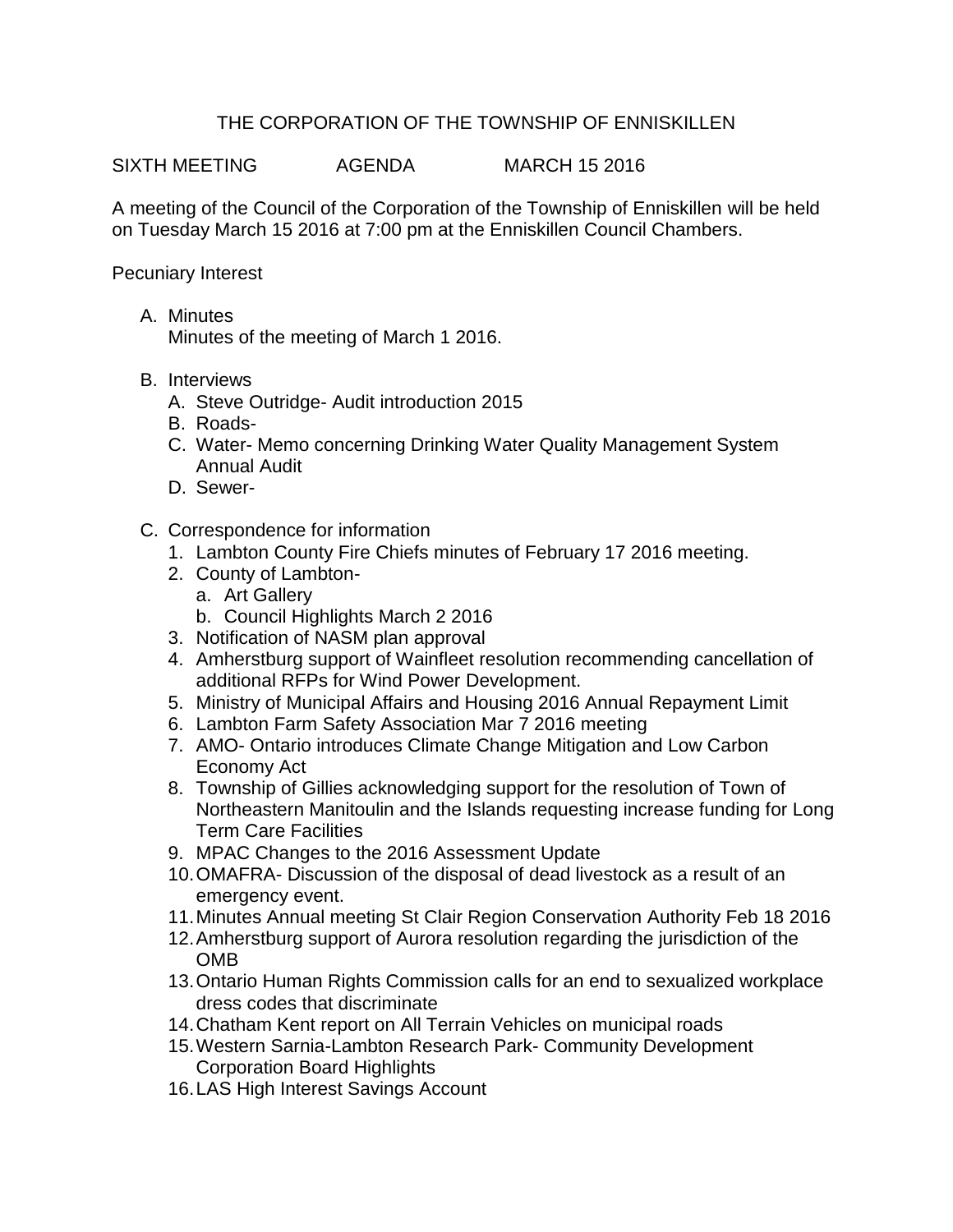# THE CORPORATION OF THE TOWNSHIP OF ENNISKILLEN

SIXTH MEETING AGENDA MARCH 15 2016

A meeting of the Council of the Corporation of the Township of Enniskillen will be held on Tuesday March 15 2016 at 7:00 pm at the Enniskillen Council Chambers.

Pecuniary Interest

A. Minutes
   Minutes of the meeting of March 1 2016.

B. Interviews
   A. Steve Outridge- Audit introduction 2015
   B. Roads-
   C. Water- Memo concerning Drinking Water Quality Management System Annual Audit
   D. Sewer-

C. Correspondence for information
   1. Lambton County Fire Chiefs minutes of February 17 2016 meeting.
   2. County of Lambton-
      a. Art Gallery
      b. Council Highlights March 2 2016
   3. Notification of NASM plan approval
   4. Amherstburg support of Wainfleet resolution recommending cancellation of additional RFPs for Wind Power Development.
   5. Ministry of Municipal Affairs and Housing 2016 Annual Repayment Limit
   6. Lambton Farm Safety Association Mar 7 2016 meeting
   7. AMO- Ontario introduces Climate Change Mitigation and Low Carbon Economy Act
   8. Township of Gillies acknowledging support for the resolution of Town of Northeastern Manitoulin and the Islands requesting increase funding for Long Term Care Facilities
   9. MPAC Changes to the 2016 Assessment Update
   10. OMAFRA- Discussion of the disposal of dead livestock as a result of an emergency event.
   11. Minutes Annual meeting St Clair Region Conservation Authority Feb 18 2016
   12. Amherstburg support of Aurora resolution regarding the jurisdiction of the OMB
   13. Ontario Human Rights Commission calls for an end to sexualized workplace dress codes that discriminate
   14. Chatham Kent report on All Terrain Vehicles on municipal roads
   15. Western Sarnia-Lambton Research Park- Community Development Corporation Board Highlights
   16. LAS High Interest Savings Account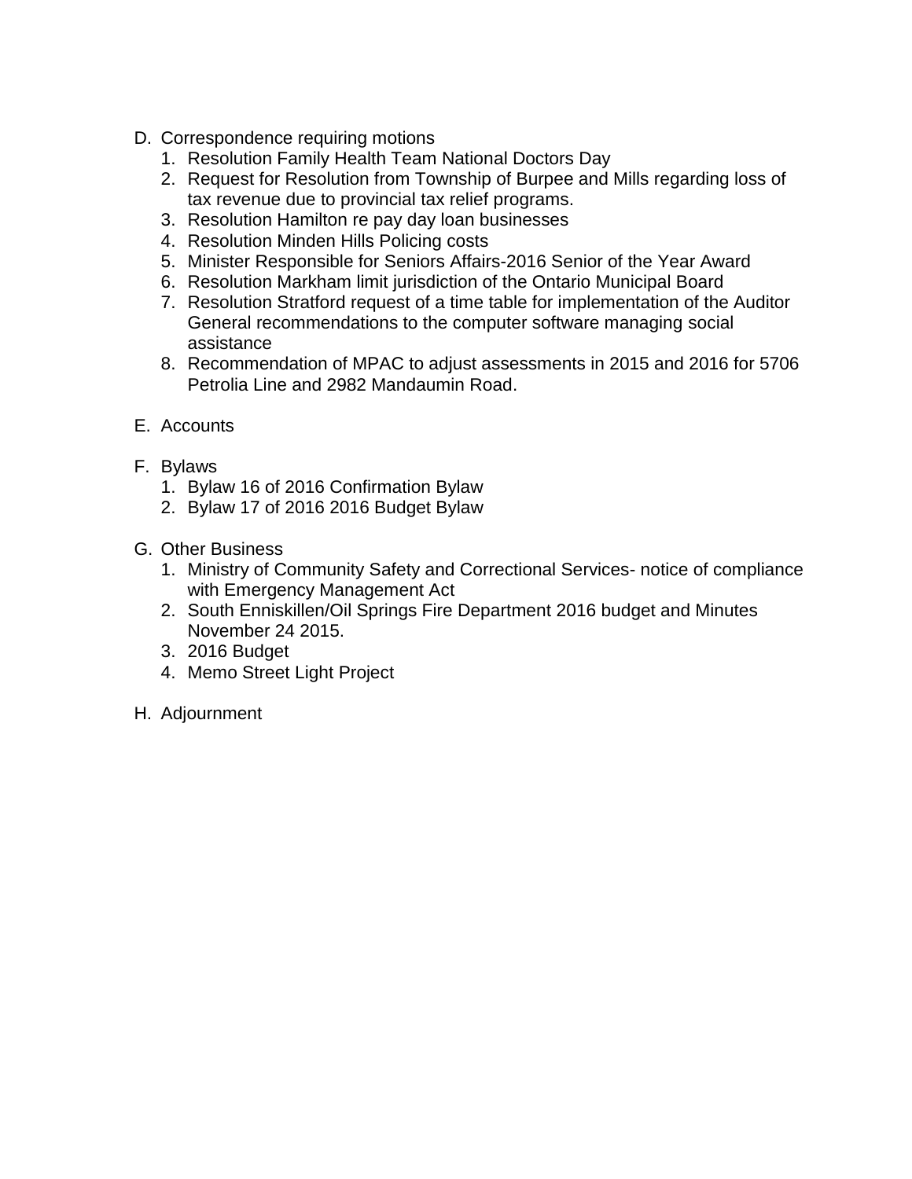D. Correspondence requiring motions
   1. Resolution Family Health Team National Doctors Day
   2. Request for Resolution from Township of Burpee and Mills regarding loss of tax revenue due to provincial tax relief programs.
   3. Resolution Hamilton re pay day loan businesses
   4. Resolution Minden Hills Policing costs
   5. Minister Responsible for Seniors Affairs-2016 Senior of the Year Award
   6. Resolution Markham limit jurisdiction of the Ontario Municipal Board
   7. Resolution Stratford request of a time table for implementation of the Auditor General recommendations to the computer software managing social assistance
   8. Recommendation of MPAC to adjust assessments in 2015 and 2016 for 5706 Petrolia Line and 2982 Mandaumin Road.

E. Accounts

F. Bylaws
   1. Bylaw 16 of 2016 Confirmation Bylaw
   2. Bylaw 17 of 2016 2016 Budget Bylaw

G. Other Business
   1. Ministry of Community Safety and Correctional Services- notice of compliance with Emergency Management Act
   2. South Enniskillen/Oil Springs Fire Department 2016 budget and Minutes November 24 2015.
   3. 2016 Budget
   4. Memo Street Light Project

H. Adjournment